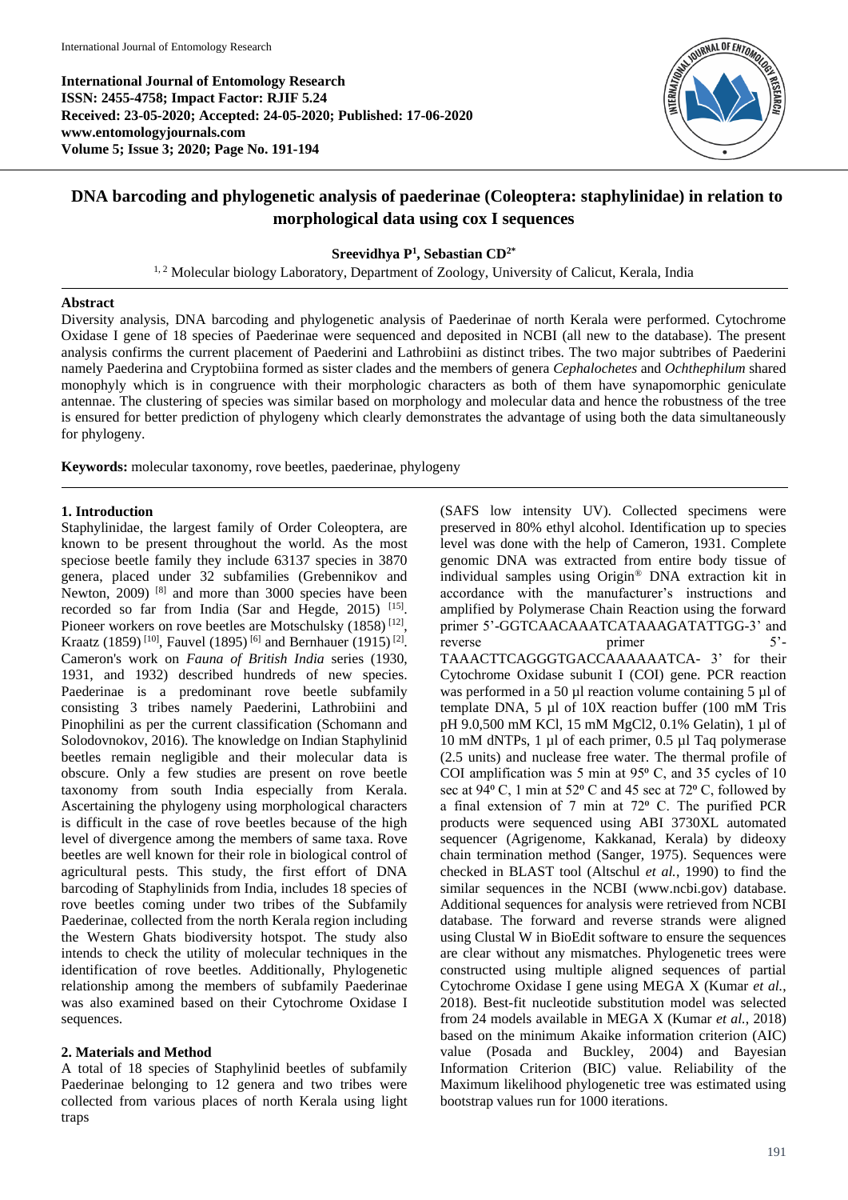# DNA barcoding and phylogenetic analysis of paederinae (Coleoptera: staphylinidae) in relation to morphological data using cox I sequences

**Sreevidhya P[1], Sebastian CD[2*]**

[1, 2] Molecular biology Laboratory, Department of Zoology, University of Calicut, Kerala, India

## Abstract

Diversity analysis, DNA barcoding and phylogenetic analysis of Paederinae of north Kerala were performed. Cytochrome Oxidase I gene of 18 species of Paederinae were sequenced and deposited in NCBI (all new to the database). The present analysis confirms the current placement of Paederini and Lathrobiini as distinct tribes. The two major subtribes of Paederini namely Paederina and Cryptobiina formed as sister clades and the members of genera *Cephalochetes* and *Ochthephilum* shared monophyly which is in congruence with their morphologic characters as both of them have synapomorphic geniculate antennae. The clustering of species was similar based on morphology and molecular data and hence the robustness of the tree is ensured for better prediction of phylogeny which clearly demonstrates the advantage of using both the data simultaneously for phylogeny.

**Keywords:** molecular taxonomy, rove beetles, paederinae, phylogeny

## 1. Introduction

Staphylinidae, the largest family of Order Coleoptera, are known to be present throughout the world. As the most speciose beetle family they include 63137 species in 3870 genera, placed under 32 subfamilies (Grebennikov and Newton, 2009) [8] and more than 3000 species have been recorded so far from India (Sar and Hegde, 2015) [15]. Pioneer workers on rove beetles are Motschulsky (1858) [12], Kraatz (1859) [10], Fauvel (1895) [6] and Bernhauer (1915) [2]. Cameron's work on *Fauna of British India* series (1930, 1931, and 1932) described hundreds of new species. Paederinae is a predominant rove beetle subfamily consisting 3 tribes namely Paederini, Lathrobiini and Pinophilini as per the current classification (Schomann and Solodovnokov, 2016). The knowledge on Indian Staphylinid beetles remain negligible and their molecular data is obscure. Only a few studies are present on rove beetle taxonomy from south India especially from Kerala. Ascertaining the phylogeny using morphological characters is difficult in the case of rove beetles because of the high level of divergence among the members of same taxa. Rove beetles are well known for their role in biological control of agricultural pests. This study, the first effort of DNA barcoding of Staphylinids from India, includes 18 species of rove beetles coming under two tribes of the Subfamily Paederinae, collected from the north Kerala region including the Western Ghats biodiversity hotspot. The study also intends to check the utility of molecular techniques in the identification of rove beetles. Additionally, Phylogenetic relationship among the members of subfamily Paederinae was also examined based on their Cytochrome Oxidase I sequences.

## 2. Materials and Method

A total of 18 species of Staphylinid beetles of subfamily Paederinae belonging to 12 genera and two tribes were collected from various places of north Kerala using light traps (SAFS low intensity UV). Collected specimens were preserved in 80% ethyl alcohol. Identification up to species level was done with the help of Cameron, 1931. Complete genomic DNA was extracted from entire body tissue of individual samples using Origin® DNA extraction kit in accordance with the manufacturer's instructions and amplified by Polymerase Chain Reaction using the forward primer 5'-GGTCAACAAATCATAAAGATATTGG-3' and reverse primer 5'-TAAACTTCAGGGTGACCAAAAAATCA- 3' for their Cytochrome Oxidase subunit I (COI) gene. PCR reaction was performed in a 50 µl reaction volume containing 5 µl of template DNA, 5 µl of 10X reaction buffer (100 mM Tris pH 9.0,500 mM KCl, 15 mM $MgCl_2$, 0.1% Gelatin), 1 µl of 10 mM dNTPs, 1 µl of each primer, 0.5 µl Taq polymerase (2.5 units) and nuclease free water. The thermal profile of COI amplification was 5 min at 95º C, and 35 cycles of 10 sec at 94º C, 1 min at 52º C and 45 sec at 72º C, followed by a final extension of 7 min at 72º C. The purified PCR products were sequenced using ABI 3730XL automated sequencer (Agrigenome, Kakkanad, Kerala) by dideoxy chain termination method (Sanger, 1975). Sequences were checked in BLAST tool (Altschul *et al.*, 1990) to find the similar sequences in the NCBI (www.ncbi.gov) database. Additional sequences for analysis were retrieved from NCBI database. The forward and reverse strands were aligned using Clustal W in BioEdit software to ensure the sequences are clear without any mismatches. Phylogenetic trees were constructed using multiple aligned sequences of partial Cytochrome Oxidase I gene using MEGA X (Kumar *et al.*, 2018). Best-fit nucleotide substitution model was selected from 24 models available in MEGA X (Kumar *et al.*, 2018) based on the minimum Akaike information criterion (AIC) value (Posada and Buckley, 2004) and Bayesian Information Criterion (BIC) value. Reliability of the Maximum likelihood phylogenetic tree was estimated using bootstrap values run for 1000 iterations.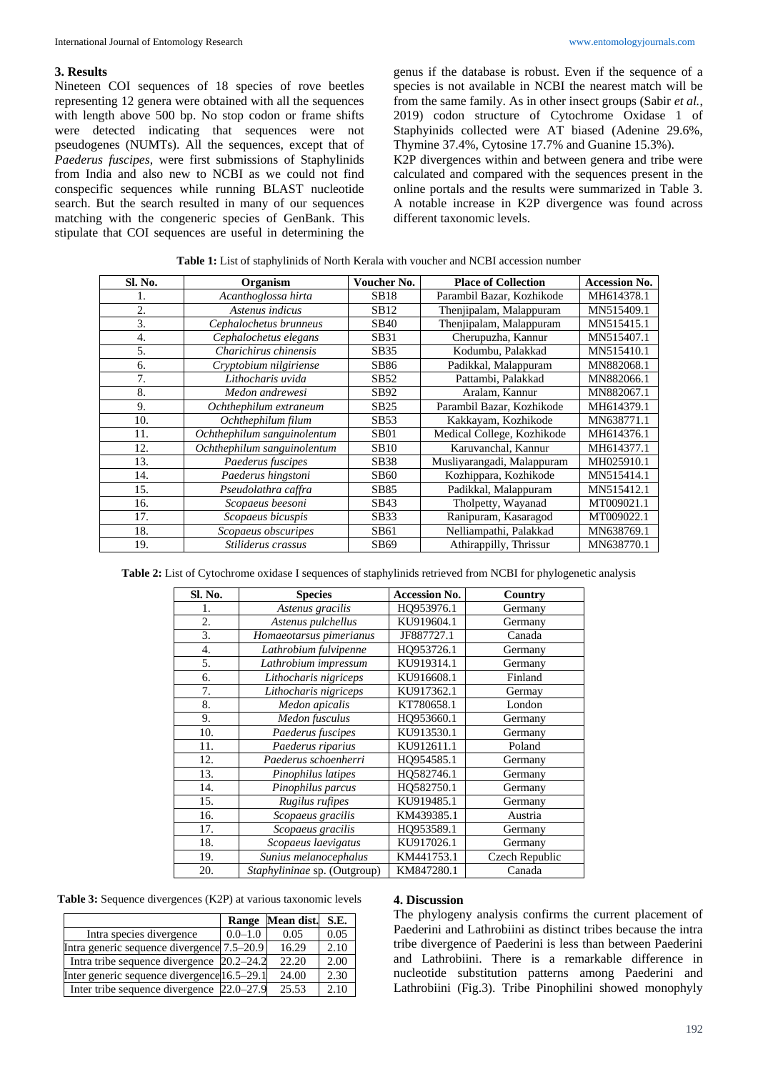## 3. Results

Nineteen COI sequences of 18 species of rove beetles representing 12 genera were obtained with all the sequences with length above 500 bp. No stop codon or frame shifts were detected indicating that sequences were not pseudogenes (NUMTs). All the sequences, except that of *Paederus fuscipes*, were first submissions of Staphylinids from India and also new to NCBI as we could not find conspecific sequences while running BLAST nucleotide search. But the search resulted in many of our sequences matching with the congeneric species of GenBank. This stipulate that COI sequences are useful in determining the genus if the database is robust. Even if the sequence of a species is not available in NCBI the nearest match will be from the same family. As in other insect groups (Sabir *et al.*, 2019) codon structure of Cytochrome Oxidase 1 of Staphyinids collected were AT biased (Adenine 29.6%, Thymine 37.4%, Cytosine 17.7% and Guanine 15.3%).

K2P divergences within and between genera and tribe were calculated and compared with the sequences present in the online portals and the results were summarized in Table 3. A notable increase in K2P divergence was found across different taxonomic levels.

**Table 1:** List of staphylinids of North Kerala with voucher and NCBI accession number

| Sl. No. | Organism | Voucher No. | Place of Collection | Accession No. |
|---|---|---|---|---|
| 1. | *Acanthoglossa hirta* | SB18 | Parambil Bazar, Kozhikode | MH614378.1 |
| 2. | *Astenus indicus* | SB12 | Thenjipalam, Malappuram | MN515409.1 |
| 3. | *Cephalochetus brunneus* | SB40 | Thenjipalam, Malappuram | MN515415.1 |
| 4. | *Cephalochetus elegans* | SB31 | Cherupuzha, Kannur | MN515407.1 |
| 5. | *Charichirus chinensis* | SB35 | Kodumbu, Palakkad | MN515410.1 |
| 6. | *Cryptobium nilgiriense* | SB86 | Padikkal, Malappuram | MN882068.1 |
| 7. | *Lithocharis uvida* | SB52 | Pattambi, Palakkad | MN882066.1 |
| 8. | *Medon andrewesi* | SB92 | Aralam, Kannur | MN882067.1 |
| 9. | *Ochthephilum extraneum* | SB25 | Parambil Bazar, Kozhikode | MH614379.1 |
| 10. | *Ochthephilum filum* | SB53 | Kakkayam, Kozhikode | MN638771.1 |
| 11. | *Ochthephilum sanguinolentum* | SB01 | Medical College, Kozhikode | MH614376.1 |
| 12. | *Ochthephilum sanguinolentum* | SB10 | Karuvanchal, Kannur | MH614377.1 |
| 13. | *Paederus fuscipes* | SB38 | Musliyarangadi, Malappuram | MH025910.1 |
| 14. | *Paederus hingstoni* | SB60 | Kozhippara, Kozhikode | MN515414.1 |
| 15. | *Pseudolathra caffra* | SB85 | Padikkal, Malappuram | MN515412.1 |
| 16. | *Scopaeus beesoni* | SB43 | Tholpetty, Wayanad | MT009021.1 |
| 17. | *Scopaeus bicuspis* | SB33 | Ranipuram, Kasaragod | MT009022.1 |
| 18. | *Scopaeus obscuripes* | SB61 | Nelliampathi, Palakkad | MN638769.1 |
| 19. | *Stiliderus crassus* | SB69 | Athirappilly, Thrissur | MN638770.1 |

**Table 2:** List of Cytochrome oxidase I sequences of staphylinids retrieved from NCBI for phylogenetic analysis

| Sl. No. | Species | Accession No. | Country |
|---|---|---|---|
| 1. | *Astenus gracilis* | HQ953976.1 | Germany |
| 2. | *Astenus pulchellus* | KU919604.1 | Germany |
| 3. | *Homaeotarsus pimerianus* | JF887727.1 | Canada |
| 4. | *Lathrobium fulvipenne* | HQ953726.1 | Germany |
| 5. | *Lathrobium impressum* | KU919314.1 | Germany |
| 6. | *Lithocharis nigriceps* | KU916608.1 | Finland |
| 7. | *Lithocharis nigriceps* | KU917362.1 | Germay |
| 8. | *Medon apicalis* | KT780658.1 | London |
| 9. | *Medon fusculus* | HQ953660.1 | Germany |
| 10. | *Paederus fuscipes* | KU913530.1 | Germany |
| 11. | *Paederus riparius* | KU912611.1 | Poland |
| 12. | *Paederus schoenherri* | HQ954585.1 | Germany |
| 13. | *Pinophilus latipes* | HQ582746.1 | Germany |
| 14. | *Pinophilus parcus* | HQ582750.1 | Germany |
| 15. | *Rugilus rufipes* | KU919485.1 | Germany |
| 16. | *Scopaeus gracilis* | KM439385.1 | Austria |
| 17. | *Scopaeus gracilis* | HQ953589.1 | Germany |
| 18. | *Scopaeus laevigatus* | KU917026.1 | Germany |
| 19. | *Sunius melanocephalus* | KM441753.1 | Czech Republic |
| 20. | *Staphylininae* sp. (Outgroup) | KM847280.1 | Canada |

**Table 3:** Sequence divergences (K2P) at various taxonomic levels

| | Range | Mean dist. | S.E. |
|---|---|---|---|
| Intra species divergence | 0.0–1.0 | 0.05 | 0.05 |
| Intra generic sequence divergence | 7.5–20.9 | 16.29 | 2.10 |
| Intra tribe sequence divergence | 20.2–24.2 | 22.20 | 2.00 |
| Inter generic sequence divergence | 16.5–29.1 | 24.00 | 2.30 |
| Inter tribe sequence divergence | 22.0–27.9 | 25.53 | 2.10 |

## 4. Discussion

The phylogeny analysis confirms the current placement of Paederini and Lathrobiini as distinct tribes because the intra tribe divergence of Paederini is less than between Paederini and Lathrobiini. There is a remarkable difference in nucleotide substitution patterns among Paederini and Lathrobiini (Fig.3). Tribe Pinophilini showed monophyly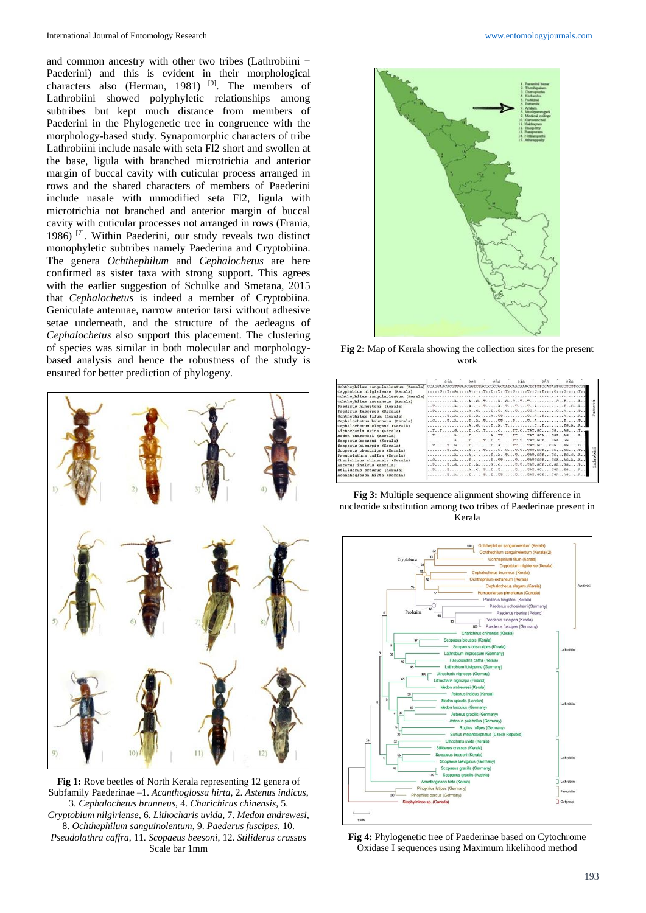and common ancestry with other two tribes (Lathrobiini + Paederini) and this is evident in their morphological characters also (Herman, 1981) [9]. The members of Lathrobiini showed polyphyletic relationships among subtribes but kept much distance from members of Paederini in the Phylogenetic tree in congruence with the morphology-based study. Synapomorphic characters of tribe Lathrobiini include nasale with seta Fl2 short and swollen at the base, ligula with branched microtrichia and anterior margin of buccal cavity with cuticular process arranged in rows and the shared characters of members of Paederini include nasale with unmodified seta Fl2, ligula with microtrichia not branched and anterior margin of buccal cavity with cuticular processes not arranged in rows (Frania, 1986) [7]. Within Paederini, our study reveals two distinct monophyletic subtribes namely Paederina and Cryptobiina. The genera *Ochthephilum* and *Cephalochetus* are here confirmed as sister taxa with strong support. This agrees with the earlier suggestion of Schulke and Smetana, 2015 that *Cephalochetus* is indeed a member of Cryptobiina. Geniculate antennae, narrow anterior tarsi without adhesive setae underneath, and the structure of the aedeagus of *Cephalochetus* also support this placement. The clustering of species was similar in both molecular and morphology-based analysis and hence the robustness of the study is ensured for better prediction of phylogeny.

**Fig 1:** Rove beetles of North Kerala representing 12 genera of Subfamily Paederinae –1. *Acanthoglossa hirta*, 2. *Astenus indicus*, 3. *Cephalochetus brunneus*, 4. *Charichirus chinensis*, 5. *Cryptobium nilgiriense*, 6. *Lithocharis uvida*, 7. *Medon andrewesi*, 8. *Ochthephilum sanguinolentum*, 9. *Paederus fuscipes*, 10. *Pseudolathra caffra*, 11. *Scopaeus beesoni*, 12. *Stiliderus crassus* Scale bar 1mm

**Fig 2:** Map of Kerala showing the collection sites for the present work

**Fig 3:** Multiple sequence alignment showing difference in nucleotide substitution among two tribes of Paederinae present in Kerala

**Fig 4:** Phylogenetic tree of Paederinae based on Cytochrome Oxidase I sequences using Maximum likelihood method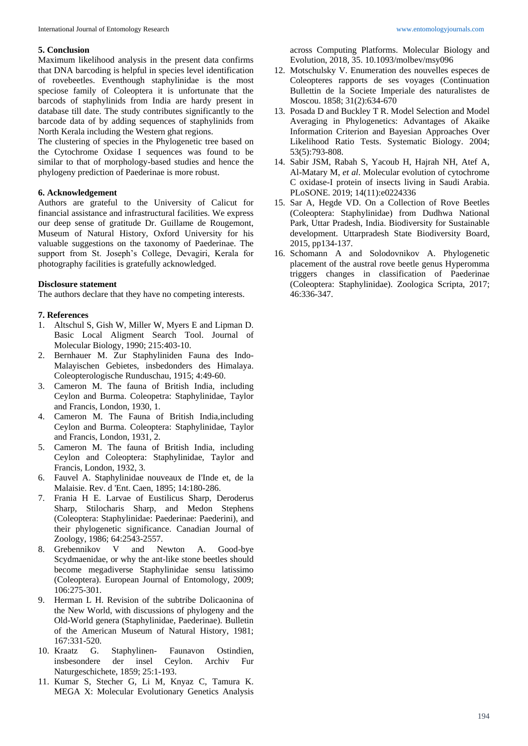## 5. Conclusion

Maximum likelihood analysis in the present data confirms that DNA barcoding is helpful in species level identification of rovebeetles. Eventhough staphylinidae is the most speciose family of Coleoptera it is unfortunate that the barcods of staphylinids from India are hardy present in database till date. The study contributes significantly to the barcode data of by adding sequences of staphylinids from North Kerala including the Western ghat regions.

The clustering of species in the Phylogenetic tree based on the Cytochrome Oxidase I sequences was found to be similar to that of morphology-based studies and hence the phylogeny prediction of Paederinae is more robust.

## 6. Acknowledgement

Authors are grateful to the University of Calicut for financial assistance and infrastructural facilities. We express our deep sense of gratitude Dr. Guillame de Rougemont, Museum of Natural History, Oxford University for his valuable suggestions on the taxonomy of Paederinae. The support from St. Joseph's College, Devagiri, Kerala for photography facilities is gratefully acknowledged.

## Disclosure statement

The authors declare that they have no competing interests.

## 7. References

1. Altschul S, Gish W, Miller W, Myers E and Lipman D. Basic Local Aligment Search Tool. Journal of Molecular Biology, 1990; 215:403-10.
2. Bernhauer M. Zur Staphyliniden Fauna des Indo-Malayischen Gebietes, insbedonders des Himalaya. Coleopterologische Runduschau, 1915; 4:49-60.
3. Cameron M. The fauna of British India, including Ceylon and Burma. Coleopetra: Staphylinidae, Taylor and Francis, London, 1930, 1.
4. Cameron M. The Fauna of British India,including Ceylon and Burma. Coleoptera: Staphylinidae, Taylor and Francis, London, 1931, 2.
5. Cameron M. The fauna of British India, including Ceylon and Coleoptera: Staphylinidae, Taylor and Francis, London, 1932, 3.
6. Fauvel A. Staphylinidae nouveaux de I'Inde et, de la Malaisie. Rev. d 'Ent. Caen, 1895; 14:180-286.
7. Frania H E. Larvae of Eustilicus Sharp, Deroderus Sharp, Stilocharis Sharp, and Medon Stephens (Coleoptera: Staphylinidae: Paederinae: Paederini), and their phylogenetic significance. Canadian Journal of Zoology, 1986; 64:2543-2557.
8. Grebennikov V and Newton A. Good-bye Scydmaenidae, or why the ant-like stone beetles should become megadiverse Staphylinidae sensu latissimo (Coleoptera). European Journal of Entomology, 2009; 106:275-301.
9. Herman L H. Revision of the subtribe Dolicaonina of the New World, with discussions of phylogeny and the Old-World genera (Staphylinidae, Paederinae). Bulletin of the American Museum of Natural History, 1981; 167:331-520.
10. Kraatz G. Staphylinen- Faunavon Ostindien, insbesondere der insel Ceylon. Archiv Fur Naturgeschichete, 1859; 25:1-193.
11. Kumar S, Stecher G, Li M, Knyaz C, Tamura K. MEGA X: Molecular Evolutionary Genetics Analysis across Computing Platforms. Molecular Biology and Evolution, 2018, 35. 10.1093/molbev/msy096
12. Motschulsky V. Enumeration des nouvelles especes de Coleopteres rapports de ses voyages (Continuation Bullettin de la Societe Imperiale des naturalistes de Moscou. 1858; 31(2):634-670
13. Posada D and Buckley T R. Model Selection and Model Averaging in Phylogenetics: Advantages of Akaike Information Criterion and Bayesian Approaches Over Likelihood Ratio Tests. Systematic Biology. 2004; 53(5):793-808.
14. Sabir JSM, Rabah S, Yacoub H, Hajrah NH, Atef A, Al-Matary M, *et al*. Molecular evolution of cytochrome C oxidase-I protein of insects living in Saudi Arabia. PLoSONE. 2019; 14(11):e0224336
15. Sar A, Hegde VD. On a Collection of Rove Beetles (Coleoptera: Staphylinidae) from Dudhwa National Park, Uttar Pradesh, India. Biodiversity for Sustainable development. Uttarpradesh State Biodiversity Board, 2015, pp134-137.
16. Schomann A and Solodovnikov A. Phylogenetic placement of the austral rove beetle genus Hyperomma triggers changes in classification of Paederinae (Coleoptera: Staphylinidae). Zoologica Scripta, 2017; 46:336-347.